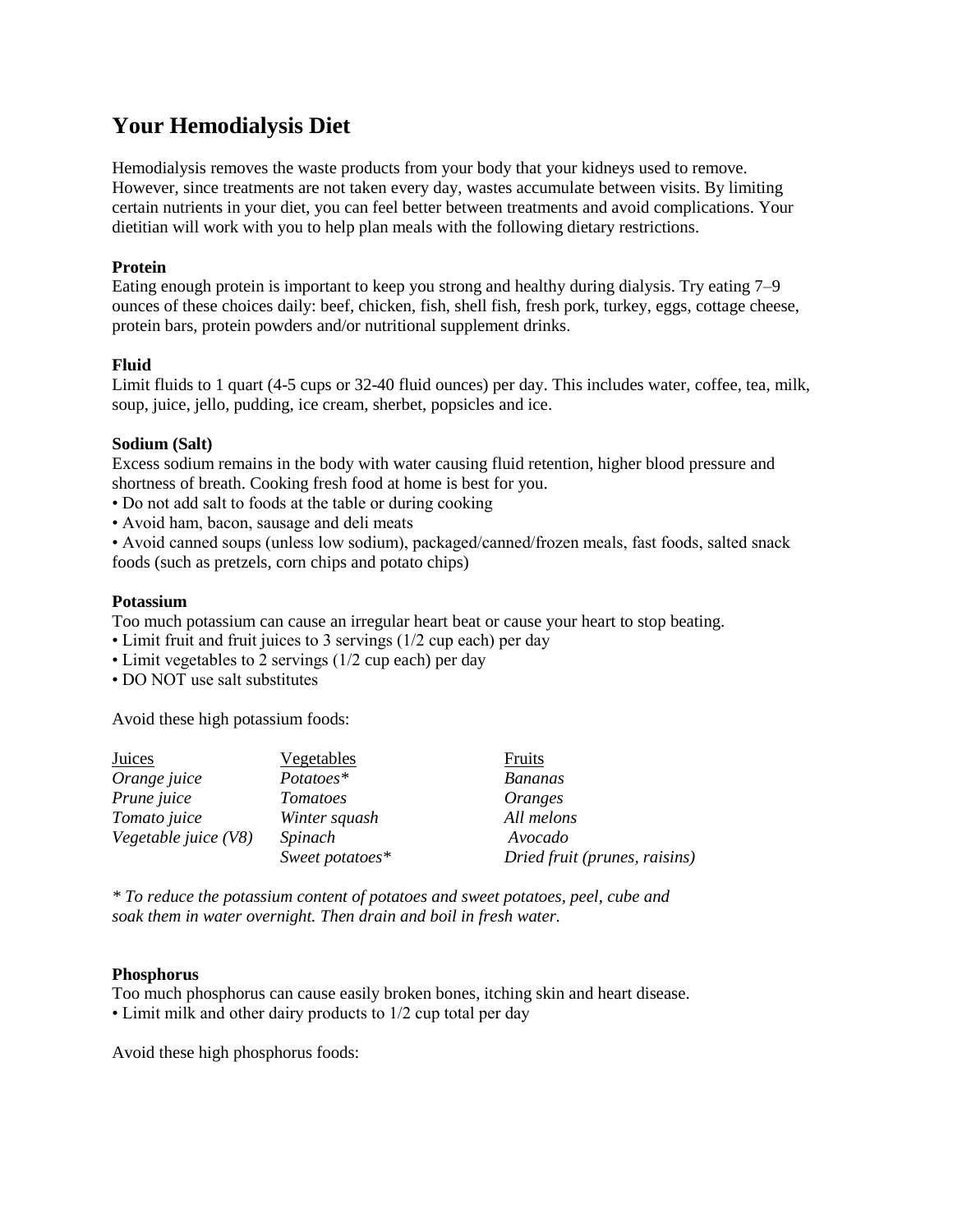# Your Hemodialysis Diet

Hemodialysis removes the waste products from your body that your kidneys used to remove. However, since treatments are not taken every day, wastes accumulate between visits. By limiting certain nutrients in your diet, you can feel better between treatments and avoid complications. Your dietitian will work with you to help plan meals with the following dietary restrictions.

**Protein**
Eating enough protein is important to keep you strong and healthy during dialysis. Try eating 7–9 ounces of these choices daily: beef, chicken, fish, shell fish, fresh pork, turkey, eggs, cottage cheese, protein bars, protein powders and/or nutritional supplement drinks.

**Fluid**
Limit fluids to 1 quart (4-5 cups or 32-40 fluid ounces) per day. This includes water, coffee, tea, milk, soup, juice, jello, pudding, ice cream, sherbet, popsicles and ice.

**Sodium (Salt)**
Excess sodium remains in the body with water causing fluid retention, higher blood pressure and shortness of breath. Cooking fresh food at home is best for you.

- Do not add salt to foods at the table or during cooking
- Avoid ham, bacon, sausage and deli meats
- Avoid canned soups (unless low sodium), packaged/canned/frozen meals, fast foods, salted snack foods (such as pretzels, corn chips and potato chips)

**Potassium**
Too much potassium can cause an irregular heart beat or cause your heart to stop beating.

- Limit fruit and fruit juices to 3 servings (1/2 cup each) per day
- Limit vegetables to 2 servings (1/2 cup each) per day
- DO NOT use salt substitutes

Avoid these high potassium foods:

| Juices | Vegetables | Fruits |
|---|---|---|
| *Orange juice* | *Potatoes** | *Bananas* |
| *Prune juice* | *Tomatoes* | *Oranges* |
| *Tomato juice* | *Winter squash* | *All melons* |
| *Vegetable juice (V8)* | *Spinach* | *Avocado* |
| | *Sweet potatoes** | *Dried fruit (prunes, raisins)* |

*\* To reduce the potassium content of potatoes and sweet potatoes, peel, cube and soak them in water overnight. Then drain and boil in fresh water.*

**Phosphorus**
Too much phosphorus can cause easily broken bones, itching skin and heart disease.

- Limit milk and other dairy products to 1/2 cup total per day

Avoid these high phosphorus foods: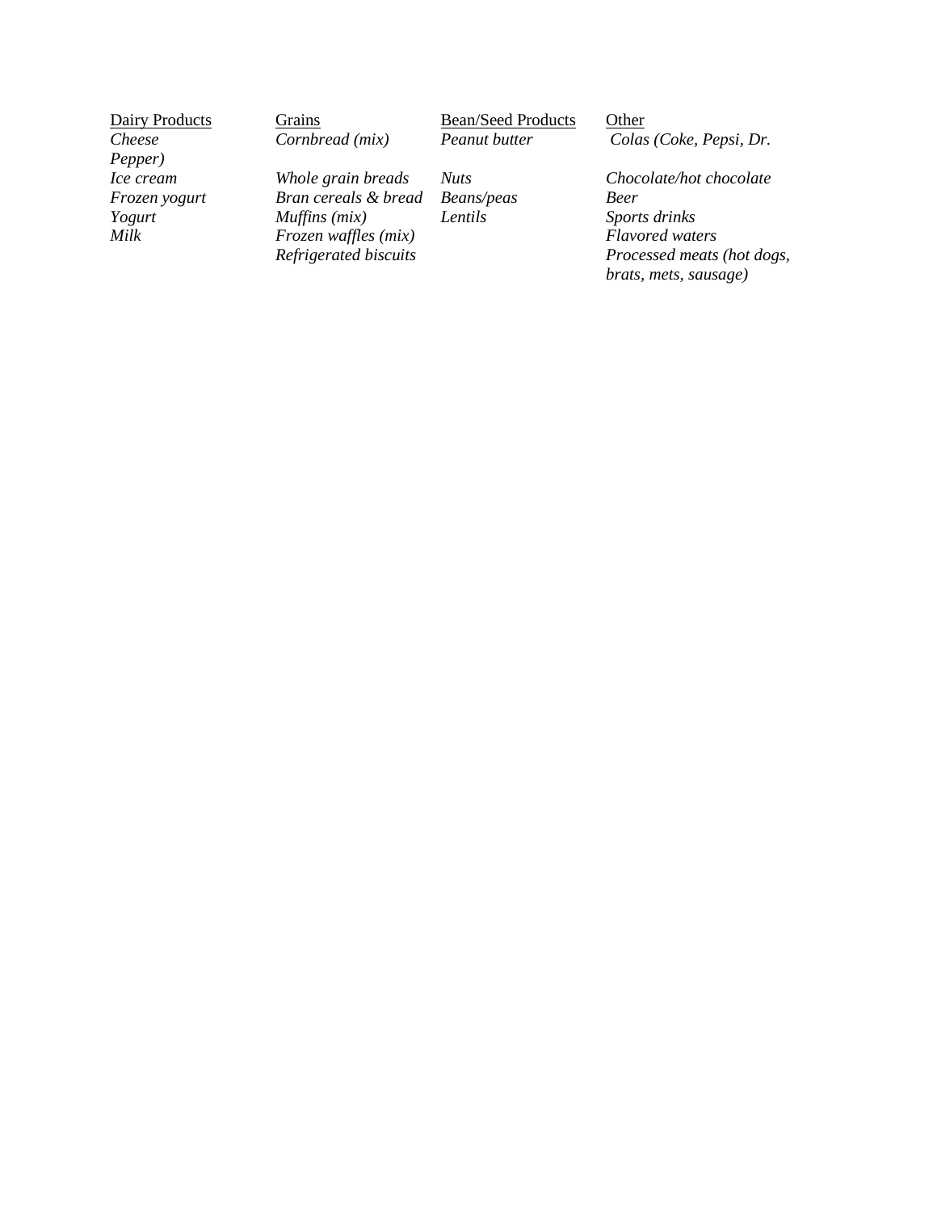| Dairy Products | Grains | Bean/Seed Products | Other |
|---|---|---|---|
| *Cheese* | *Cornbread (mix)* | *Peanut butter* | *Colas (Coke, Pepsi, Dr. Pepper)* |
| *Ice cream* | *Whole grain breads* | *Nuts* | *Chocolate/hot chocolate* |
| *Frozen yogurt* | *Bran cereals & bread* | *Beans/peas* | *Beer* |
| *Yogurt* | *Muffins (mix)* | *Lentils* | *Sports drinks* |
| *Milk* | *Frozen waffles (mix)* | | *Flavored waters* |
| | *Refrigerated biscuits* | | *Processed meats (hot dogs, brats, mets, sausage)* |